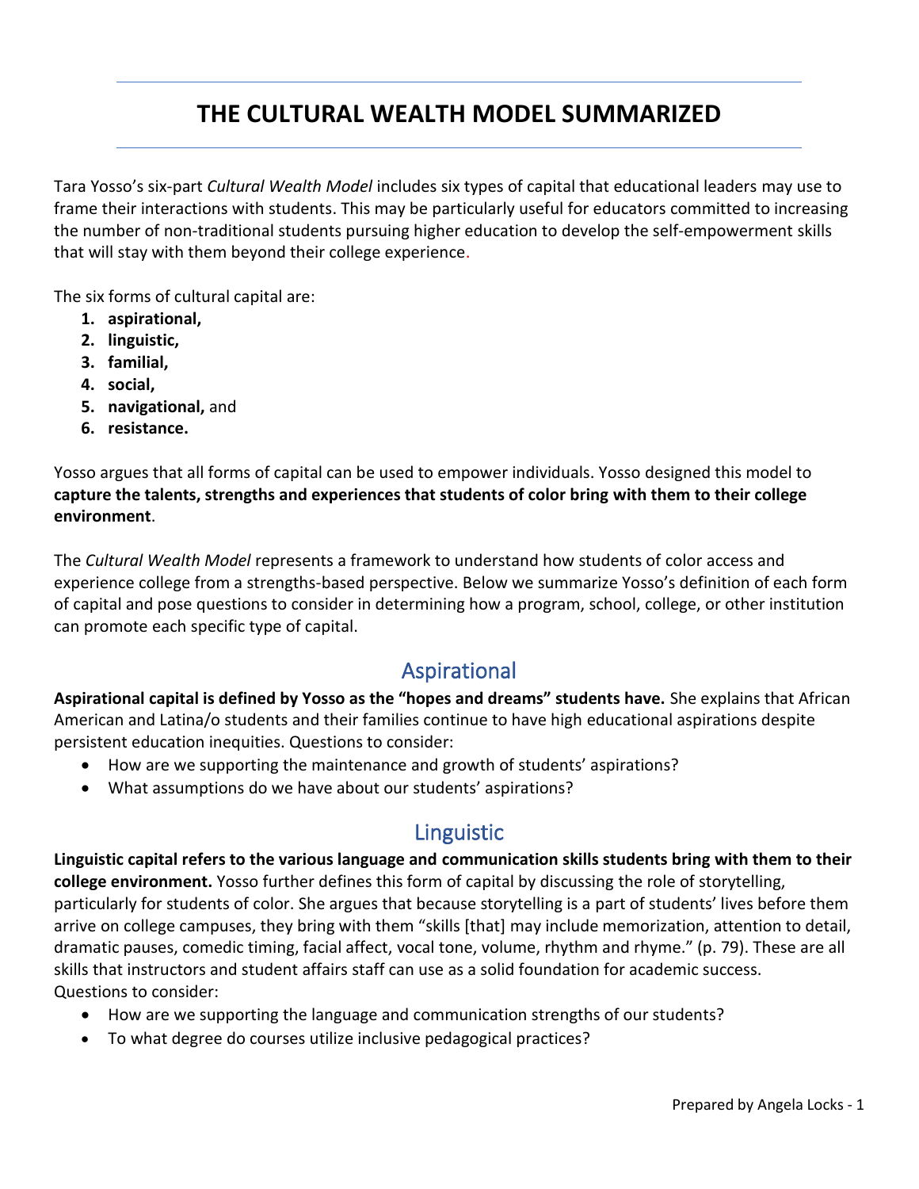# THE CULTURAL WEALTH MODEL SUMMARIZED

Tara Yosso's six-part *Cultural Wealth Model* includes six types of capital that educational leaders may use to frame their interactions with students. This may be particularly useful for educators committed to increasing the number of non-traditional students pursuing higher education to develop the self-empowerment skills that will stay with them beyond their college experience.

The six forms of cultural capital are:

1. **aspirational,**
2. **linguistic,**
3. **familial,**
4. **social,**
5. **navigational,** and
6. **resistance.**

Yosso argues that all forms of capital can be used to empower individuals. Yosso designed this model to **capture the talents, strengths and experiences that students of color bring with them to their college environment**.

The *Cultural Wealth Model* represents a framework to understand how students of color access and experience college from a strengths-based perspective. Below we summarize Yosso's definition of each form of capital and pose questions to consider in determining how a program, school, college, or other institution can promote each specific type of capital.

## Aspirational

**Aspirational capital is defined by Yosso as the "hopes and dreams" students have.** She explains that African American and Latina/o students and their families continue to have high educational aspirations despite persistent education inequities. Questions to consider:

- How are we supporting the maintenance and growth of students' aspirations?
- What assumptions do we have about our students' aspirations?

## Linguistic

**Linguistic capital refers to the various language and communication skills students bring with them to their college environment.** Yosso further defines this form of capital by discussing the role of storytelling, particularly for students of color. She argues that because storytelling is a part of students' lives before them arrive on college campuses, they bring with them "skills [that] may include memorization, attention to detail, dramatic pauses, comedic timing, facial affect, vocal tone, volume, rhythm and rhyme." (p. 79). These are all skills that instructors and student affairs staff can use as a solid foundation for academic success. Questions to consider:

- How are we supporting the language and communication strengths of our students?
- To what degree do courses utilize inclusive pedagogical practices?

Prepared by Angela Locks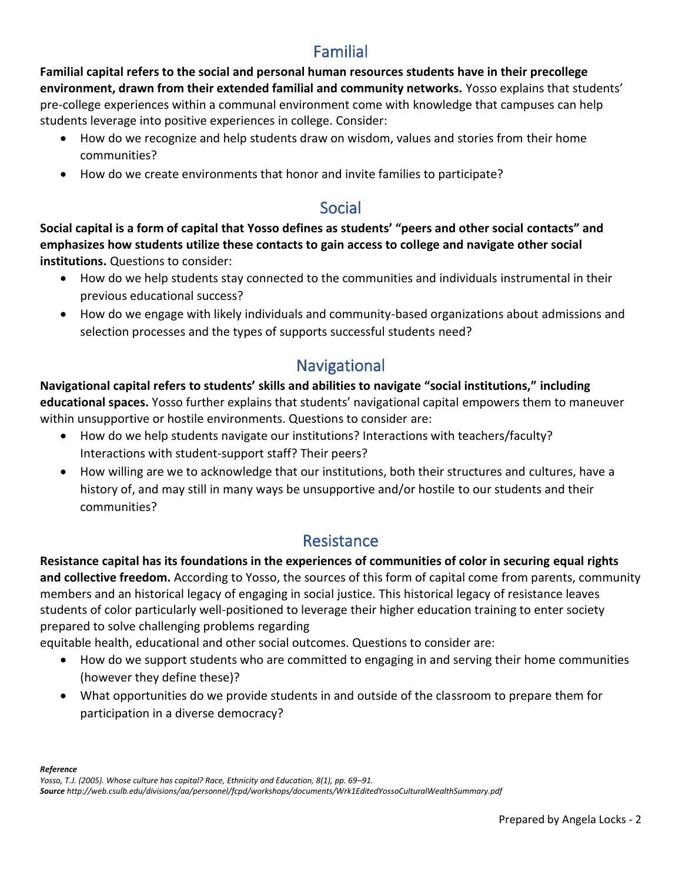## Familial

**Familial capital refers to the social and personal human resources students have in their precollege environment, drawn from their extended familial and community networks.** Yosso explains that students' pre-college experiences within a communal environment come with knowledge that campuses can help students leverage into positive experiences in college. Consider:

- How do we recognize and help students draw on wisdom, values and stories from their home communities?
- How do we create environments that honor and invite families to participate?

## Social

**Social capital is a form of capital that Yosso defines as students' "peers and other social contacts" and emphasizes how students utilize these contacts to gain access to college and navigate other social institutions.** Questions to consider:

- How do we help students stay connected to the communities and individuals instrumental in their previous educational success?
- How do we engage with likely individuals and community-based organizations about admissions and selection processes and the types of supports successful students need?

## Navigational

**Navigational capital refers to students' skills and abilities to navigate "social institutions," including educational spaces.** Yosso further explains that students' navigational capital empowers them to maneuver within unsupportive or hostile environments. Questions to consider are:

- How do we help students navigate our institutions? Interactions with teachers/faculty? Interactions with student-support staff? Their peers?
- How willing are we to acknowledge that our institutions, both their structures and cultures, have a history of, and may still in many ways be unsupportive and/or hostile to our students and their communities?

## Resistance

**Resistance capital has its foundations in the experiences of communities of color in securing equal rights and collective freedom.** According to Yosso, the sources of this form of capital come from parents, community members and an historical legacy of engaging in social justice. This historical legacy of resistance leaves students of color particularly well-positioned to leverage their higher education training to enter society prepared to solve challenging problems regarding equitable health, educational and other social outcomes. Questions to consider are:

- How do we support students who are committed to engaging in and serving their home communities (however they define these)?
- What opportunities do we provide students in and outside of the classroom to prepare them for participation in a diverse democracy?

***Reference***
*Yosso, T.J. (2005). Whose culture has capital? Race, Ethnicity and Education, 8(1), pp. 69–91.*
***Source*** *http://web.csulb.edu/divisions/aa/personnel/fcpd/workshops/documents/Wrk1EditedYossoCulturalWealthSummary.pdf*

Prepared by Angela Locks